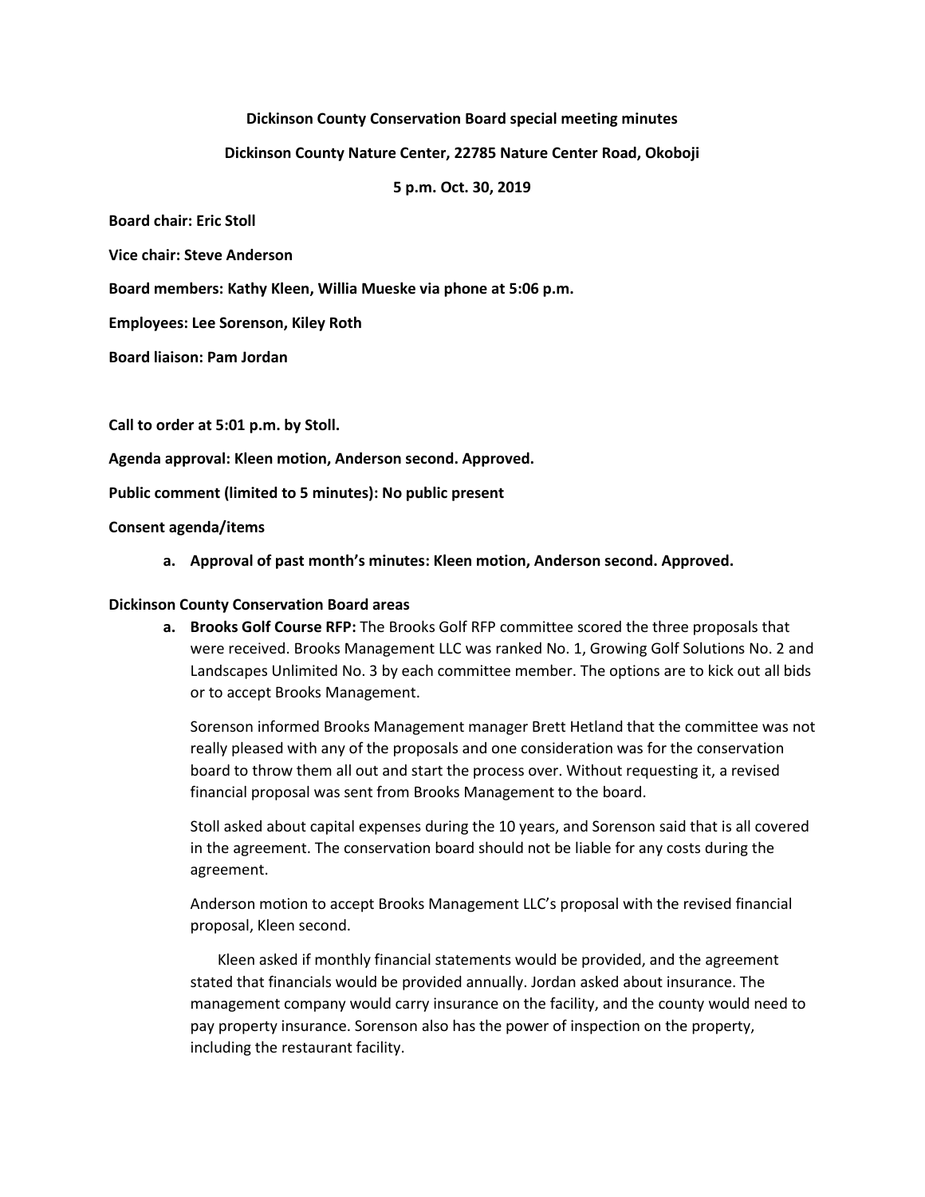**Dickinson County Conservation Board special meeting minutes**

**Dickinson County Nature Center, 22785 Nature Center Road, Okoboji**

**5 p.m. Oct. 30, 2019**

**Board chair: Eric Stoll**

**Vice chair: Steve Anderson**

**Board members: Kathy Kleen, Willia Mueske via phone at 5:06 p.m.**

**Employees: Lee Sorenson, Kiley Roth**

**Board liaison: Pam Jordan**

**Call to order at 5:01 p.m. by Stoll.**

**Agenda approval: Kleen motion, Anderson second. Approved.**

**Public comment (limited to 5 minutes): No public present**

**Consent agenda/items**

a. **Approval of past month's minutes: Kleen motion, Anderson second. Approved.**

**Dickinson County Conservation Board areas**

a. **Brooks Golf Course RFP:** The Brooks Golf RFP committee scored the three proposals that were received. Brooks Management LLC was ranked No. 1, Growing Golf Solutions No. 2 and Landscapes Unlimited No. 3 by each committee member. The options are to kick out all bids or to accept Brooks Management.

   Sorenson informed Brooks Management manager Brett Hetland that the committee was not really pleased with any of the proposals and one consideration was for the conservation board to throw them all out and start the process over. Without requesting it, a revised financial proposal was sent from Brooks Management to the board.

   Stoll asked about capital expenses during the 10 years, and Sorenson said that is all covered in the agreement. The conservation board should not be liable for any costs during the agreement.

   Anderson motion to accept Brooks Management LLC's proposal with the revised financial proposal, Kleen second.

   Kleen asked if monthly financial statements would be provided, and the agreement stated that financials would be provided annually. Jordan asked about insurance. The management company would carry insurance on the facility, and the county would need to pay property insurance. Sorenson also has the power of inspection on the property, including the restaurant facility.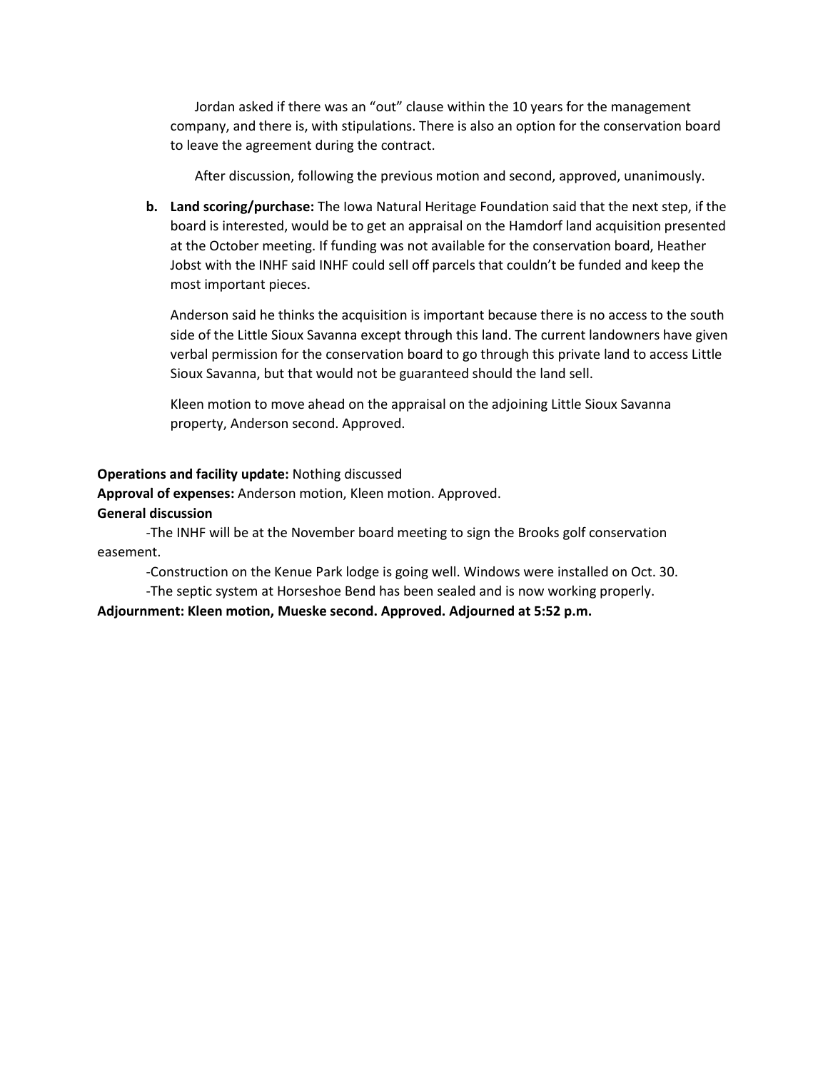Jordan asked if there was an "out" clause within the 10 years for the management company, and there is, with stipulations. There is also an option for the conservation board to leave the agreement during the contract.

After discussion, following the previous motion and second, approved, unanimously.

**b. Land scoring/purchase:** The Iowa Natural Heritage Foundation said that the next step, if the board is interested, would be to get an appraisal on the Hamdorf land acquisition presented at the October meeting. If funding was not available for the conservation board, Heather Jobst with the INHF said INHF could sell off parcels that couldn't be funded and keep the most important pieces.

Anderson said he thinks the acquisition is important because there is no access to the south side of the Little Sioux Savanna except through this land. The current landowners have given verbal permission for the conservation board to go through this private land to access Little Sioux Savanna, but that would not be guaranteed should the land sell.

Kleen motion to move ahead on the appraisal on the adjoining Little Sioux Savanna property, Anderson second. Approved.

**Operations and facility update:** Nothing discussed

**Approval of expenses:** Anderson motion, Kleen motion. Approved.

**General discussion**

-The INHF will be at the November board meeting to sign the Brooks golf conservation easement.

-Construction on the Kenue Park lodge is going well. Windows were installed on Oct. 30.

-The septic system at Horseshoe Bend has been sealed and is now working properly.

**Adjournment: Kleen motion, Mueske second. Approved. Adjourned at 5:52 p.m.**